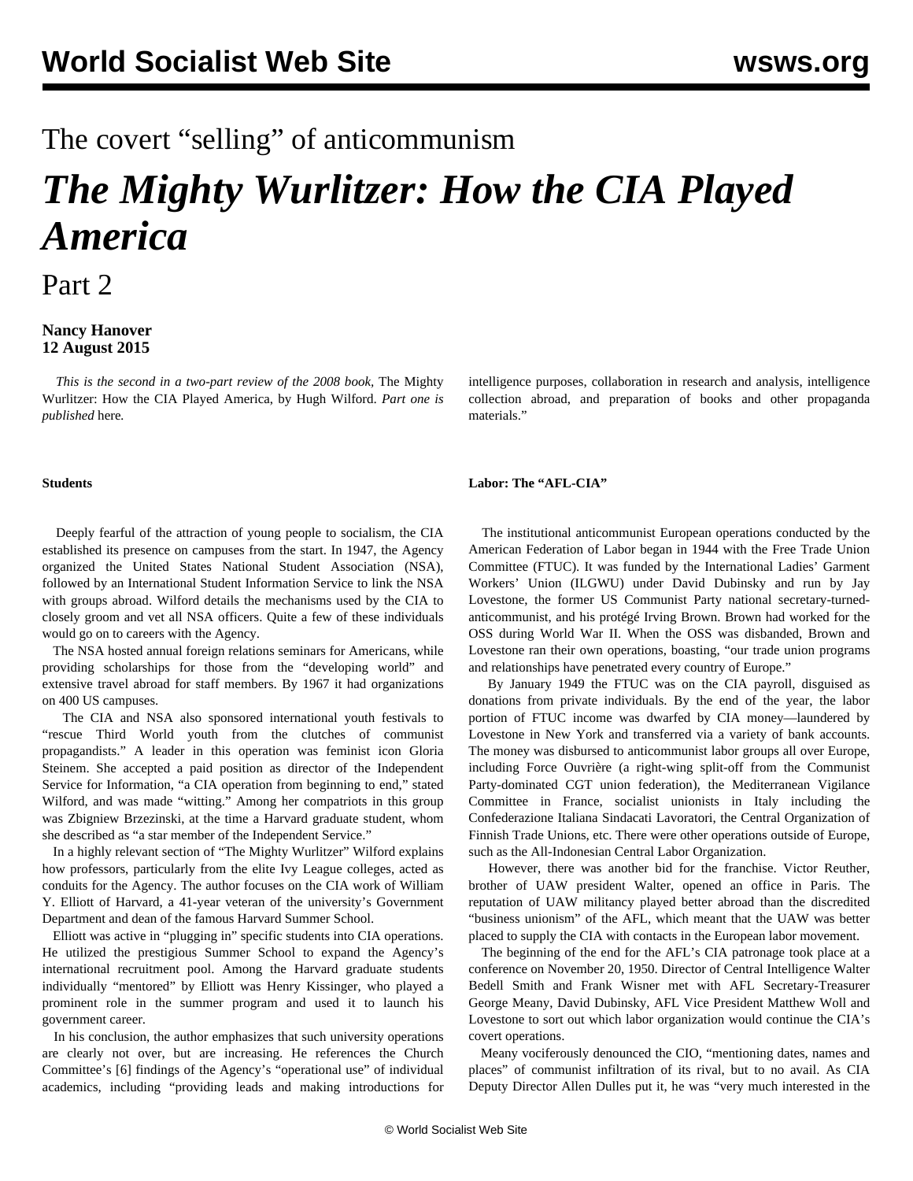The covert "selling" of anticommunism

# *The Mighty Wurlitzer: How the CIA Played America*

## Part 2

**Nancy Hanover**
**12 August 2015**

*This is the second in a two-part review of the 2008 book,* The Mighty Wurlitzer: How the CIA Played America, by Hugh Wilford. *Part one is published* here*.*

#### Students

Deeply fearful of the attraction of young people to socialism, the CIA established its presence on campuses from the start. In 1947, the Agency organized the United States National Student Association (NSA), followed by an International Student Information Service to link the NSA with groups abroad. Wilford details the mechanisms used by the CIA to closely groom and vet all NSA officers. Quite a few of these individuals would go on to careers with the Agency.

The NSA hosted annual foreign relations seminars for Americans, while providing scholarships for those from the "developing world" and extensive travel abroad for staff members. By 1967 it had organizations on 400 US campuses.

The CIA and NSA also sponsored international youth festivals to "rescue Third World youth from the clutches of communist propagandists." A leader in this operation was feminist icon Gloria Steinem. She accepted a paid position as director of the Independent Service for Information, "a CIA operation from beginning to end," stated Wilford, and was made "witting." Among her compatriots in this group was Zbigniew Brzezinski, at the time a Harvard graduate student, whom she described as "a star member of the Independent Service."

In a highly relevant section of "The Mighty Wurlitzer" Wilford explains how professors, particularly from the elite Ivy League colleges, acted as conduits for the Agency. The author focuses on the CIA work of William Y. Elliott of Harvard, a 41-year veteran of the university's Government Department and dean of the famous Harvard Summer School.

Elliott was active in "plugging in" specific students into CIA operations. He utilized the prestigious Summer School to expand the Agency's international recruitment pool. Among the Harvard graduate students individually "mentored" by Elliott was Henry Kissinger, who played a prominent role in the summer program and used it to launch his government career.

In his conclusion, the author emphasizes that such university operations are clearly not over, but are increasing. He references the Church Committee's [6] findings of the Agency's "operational use" of individual academics, including "providing leads and making introductions for intelligence purposes, collaboration in research and analysis, intelligence collection abroad, and preparation of books and other propaganda materials."

#### Labor: The "AFL-CIA"

The institutional anticommunist European operations conducted by the American Federation of Labor began in 1944 with the Free Trade Union Committee (FTUC). It was funded by the International Ladies' Garment Workers' Union (ILGWU) under David Dubinsky and run by Jay Lovestone, the former US Communist Party national secretary-turned-anticommunist, and his protégé Irving Brown. Brown had worked for the OSS during World War II. When the OSS was disbanded, Brown and Lovestone ran their own operations, boasting, "our trade union programs and relationships have penetrated every country of Europe."

By January 1949 the FTUC was on the CIA payroll, disguised as donations from private individuals. By the end of the year, the labor portion of FTUC income was dwarfed by CIA money—laundered by Lovestone in New York and transferred via a variety of bank accounts. The money was disbursed to anticommunist labor groups all over Europe, including Force Ouvrière (a right-wing split-off from the Communist Party-dominated CGT union federation), the Mediterranean Vigilance Committee in France, socialist unionists in Italy including the Confederazione Italiana Sindacati Lavoratori, the Central Organization of Finnish Trade Unions, etc. There were other operations outside of Europe, such as the All-Indonesian Central Labor Organization.

However, there was another bid for the franchise. Victor Reuther, brother of UAW president Walter, opened an office in Paris. The reputation of UAW militancy played better abroad than the discredited "business unionism" of the AFL, which meant that the UAW was better placed to supply the CIA with contacts in the European labor movement.

The beginning of the end for the AFL's CIA patronage took place at a conference on November 20, 1950. Director of Central Intelligence Walter Bedell Smith and Frank Wisner met with AFL Secretary-Treasurer George Meany, David Dubinsky, AFL Vice President Matthew Woll and Lovestone to sort out which labor organization would continue the CIA's covert operations.

Meany vociferously denounced the CIO, "mentioning dates, names and places" of communist infiltration of its rival, but to no avail. As CIA Deputy Director Allen Dulles put it, he was "very much interested in the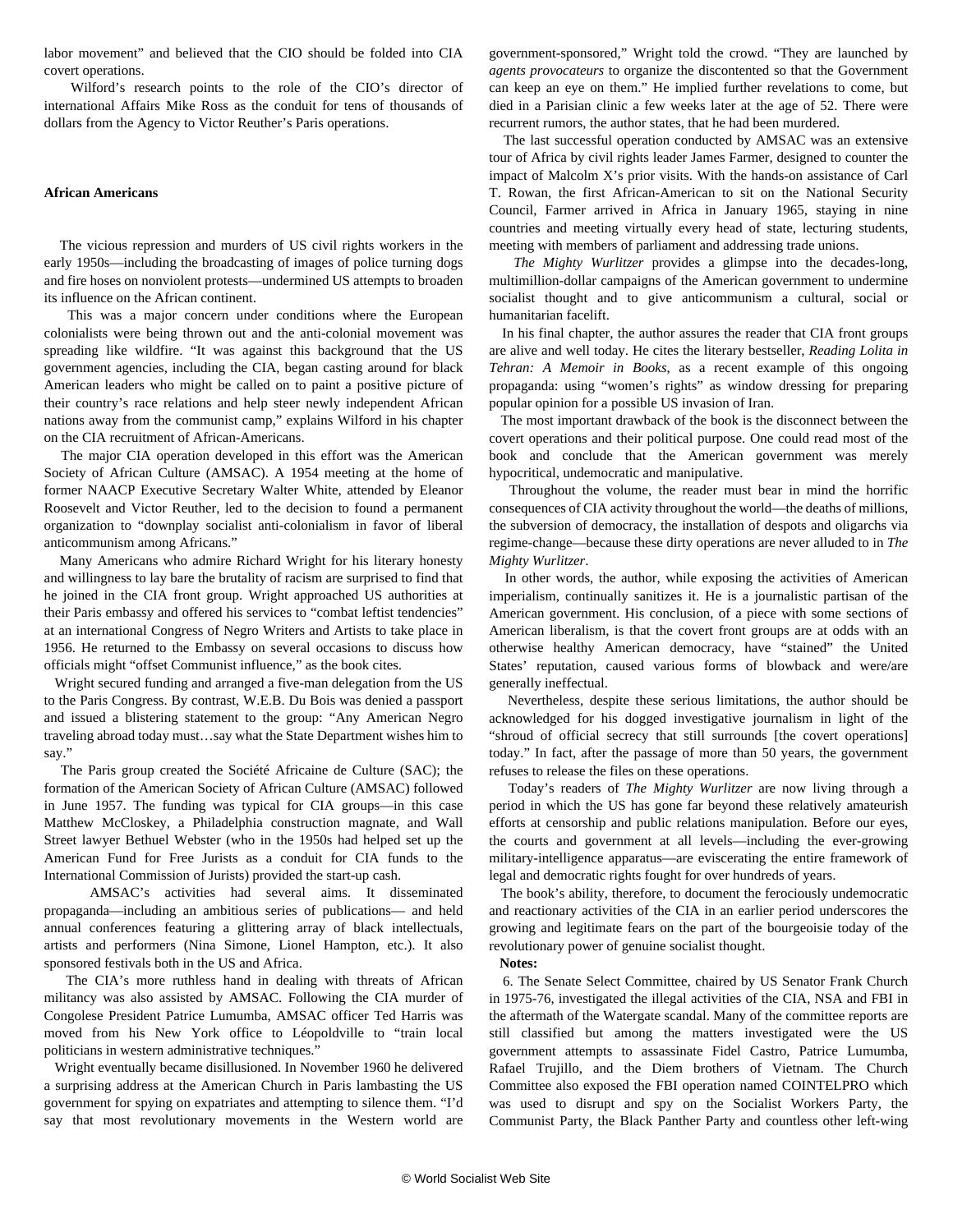labor movement" and believed that the CIO should be folded into CIA covert operations.

Wilford's research points to the role of the CIO's director of international Affairs Mike Ross as the conduit for tens of thousands of dollars from the Agency to Victor Reuther's Paris operations.

**African Americans**

The vicious repression and murders of US civil rights workers in the early 1950s—including the broadcasting of images of police turning dogs and fire hoses on nonviolent protests—undermined US attempts to broaden its influence on the African continent.

This was a major concern under conditions where the European colonialists were being thrown out and the anti-colonial movement was spreading like wildfire. "It was against this background that the US government agencies, including the CIA, began casting around for black American leaders who might be called on to paint a positive picture of their country's race relations and help steer newly independent African nations away from the communist camp," explains Wilford in his chapter on the CIA recruitment of African-Americans.

The major CIA operation developed in this effort was the American Society of African Culture (AMSAC). A 1954 meeting at the home of former NAACP Executive Secretary Walter White, attended by Eleanor Roosevelt and Victor Reuther, led to the decision to found a permanent organization to "downplay socialist anti-colonialism in favor of liberal anticommunism among Africans."

Many Americans who admire Richard Wright for his literary honesty and willingness to lay bare the brutality of racism are surprised to find that he joined in the CIA front group. Wright approached US authorities at their Paris embassy and offered his services to "combat leftist tendencies" at an international Congress of Negro Writers and Artists to take place in 1956. He returned to the Embassy on several occasions to discuss how officials might "offset Communist influence," as the book cites.

Wright secured funding and arranged a five-man delegation from the US to the Paris Congress. By contrast, W.E.B. Du Bois was denied a passport and issued a blistering statement to the group: "Any American Negro traveling abroad today must…say what the State Department wishes him to say."

The Paris group created the Société Africaine de Culture (SAC); the formation of the American Society of African Culture (AMSAC) followed in June 1957. The funding was typical for CIA groups—in this case Matthew McCloskey, a Philadelphia construction magnate, and Wall Street lawyer Bethuel Webster (who in the 1950s had helped set up the American Fund for Free Jurists as a conduit for CIA funds to the International Commission of Jurists) provided the start-up cash.

AMSAC's activities had several aims. It disseminated propaganda—including an ambitious series of publications— and held annual conferences featuring a glittering array of black intellectuals, artists and performers (Nina Simone, Lionel Hampton, etc.). It also sponsored festivals both in the US and Africa.

The CIA's more ruthless hand in dealing with threats of African militancy was also assisted by AMSAC. Following the CIA murder of Congolese President Patrice Lumumba, AMSAC officer Ted Harris was moved from his New York office to Léopoldville to "train local politicians in western administrative techniques."

Wright eventually became disillusioned. In November 1960 he delivered a surprising address at the American Church in Paris lambasting the US government for spying on expatriates and attempting to silence them. "I'd say that most revolutionary movements in the Western world are government-sponsored," Wright told the crowd. "They are launched by *agents provocateurs* to organize the discontented so that the Government can keep an eye on them." He implied further revelations to come, but died in a Parisian clinic a few weeks later at the age of 52. There were recurrent rumors, the author states, that he had been murdered.

The last successful operation conducted by AMSAC was an extensive tour of Africa by civil rights leader James Farmer, designed to counter the impact of Malcolm X's prior visits. With the hands-on assistance of Carl T. Rowan, the first African-American to sit on the National Security Council, Farmer arrived in Africa in January 1965, staying in nine countries and meeting virtually every head of state, lecturing students, meeting with members of parliament and addressing trade unions.

*The Mighty Wurlitzer* provides a glimpse into the decades-long, multimillion-dollar campaigns of the American government to undermine socialist thought and to give anticommunism a cultural, social or humanitarian facelift.

In his final chapter, the author assures the reader that CIA front groups are alive and well today. He cites the literary bestseller, *Reading Lolita in Tehran: A Memoir in Books*, as a recent example of this ongoing propaganda: using "women's rights" as window dressing for preparing popular opinion for a possible US invasion of Iran.

The most important drawback of the book is the disconnect between the covert operations and their political purpose. One could read most of the book and conclude that the American government was merely hypocritical, undemocratic and manipulative.

Throughout the volume, the reader must bear in mind the horrific consequences of CIA activity throughout the world—the deaths of millions, the subversion of democracy, the installation of despots and oligarchs via regime-change—because these dirty operations are never alluded to in *The Mighty Wurlitzer*.

In other words, the author, while exposing the activities of American imperialism, continually sanitizes it. He is a journalistic partisan of the American government. His conclusion, of a piece with some sections of American liberalism, is that the covert front groups are at odds with an otherwise healthy American democracy, have "stained" the United States' reputation, caused various forms of blowback and were/are generally ineffectual.

Nevertheless, despite these serious limitations, the author should be acknowledged for his dogged investigative journalism in light of the "shroud of official secrecy that still surrounds [the covert operations] today." In fact, after the passage of more than 50 years, the government refuses to release the files on these operations.

Today's readers of *The Mighty Wurlitzer* are now living through a period in which the US has gone far beyond these relatively amateurish efforts at censorship and public relations manipulation. Before our eyes, the courts and government at all levels—including the ever-growing military-intelligence apparatus—are eviscerating the entire framework of legal and democratic rights fought for over hundreds of years.

The book's ability, therefore, to document the ferociously undemocratic and reactionary activities of the CIA in an earlier period underscores the growing and legitimate fears on the part of the bourgeoisie today of the revolutionary power of genuine socialist thought.

**Notes:**

6. The Senate Select Committee, chaired by US Senator Frank Church in 1975-76, investigated the illegal activities of the CIA, NSA and FBI in the aftermath of the Watergate scandal. Many of the committee reports are still classified but among the matters investigated were the US government attempts to assassinate Fidel Castro, Patrice Lumumba, Rafael Trujillo, and the Diem brothers of Vietnam. The Church Committee also exposed the FBI operation named COINTELPRO which was used to disrupt and spy on the Socialist Workers Party, the Communist Party, the Black Panther Party and countless other left-wing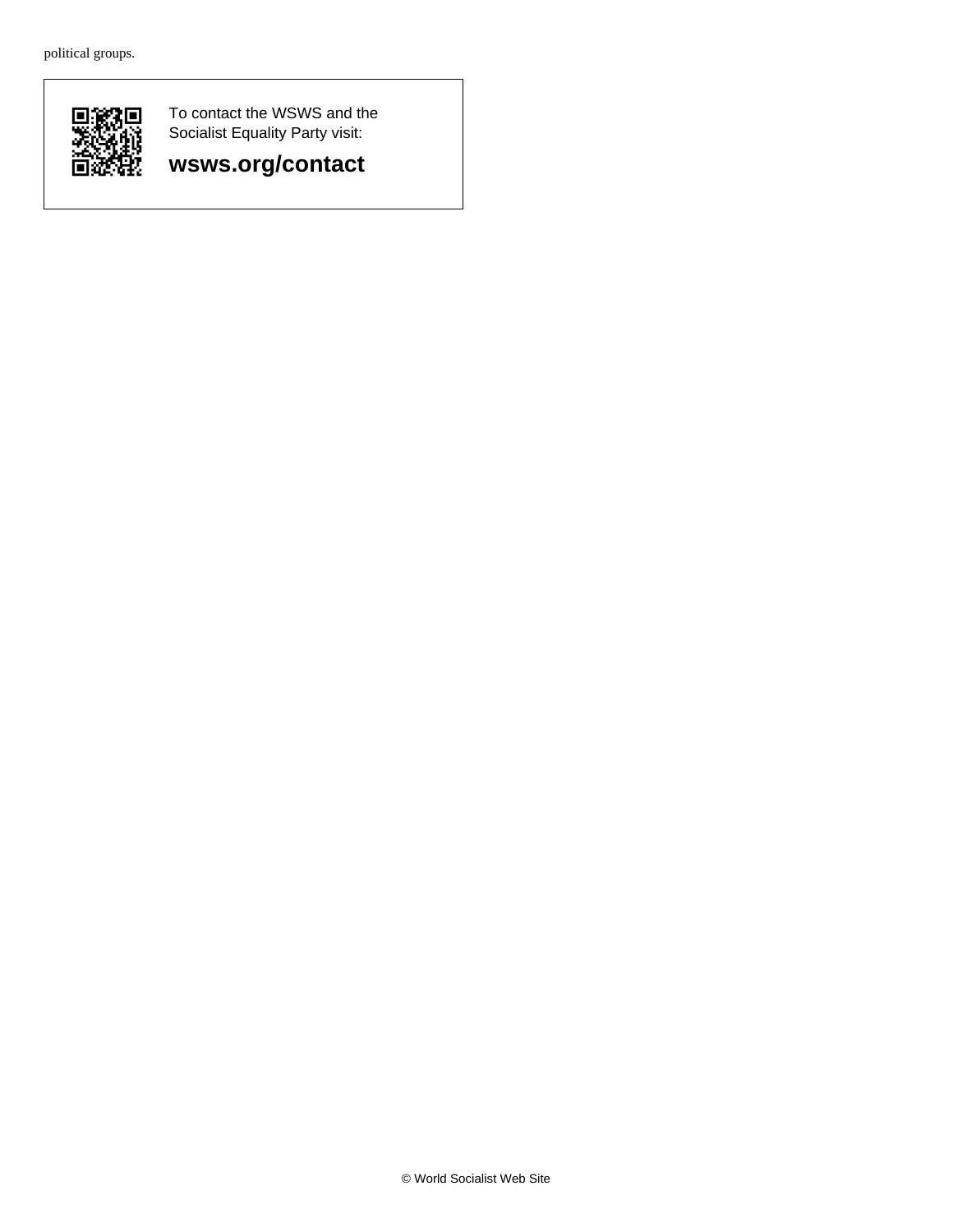political groups.

To contact the WSWS and the Socialist Equality Party visit:

**wsws.org/contact**